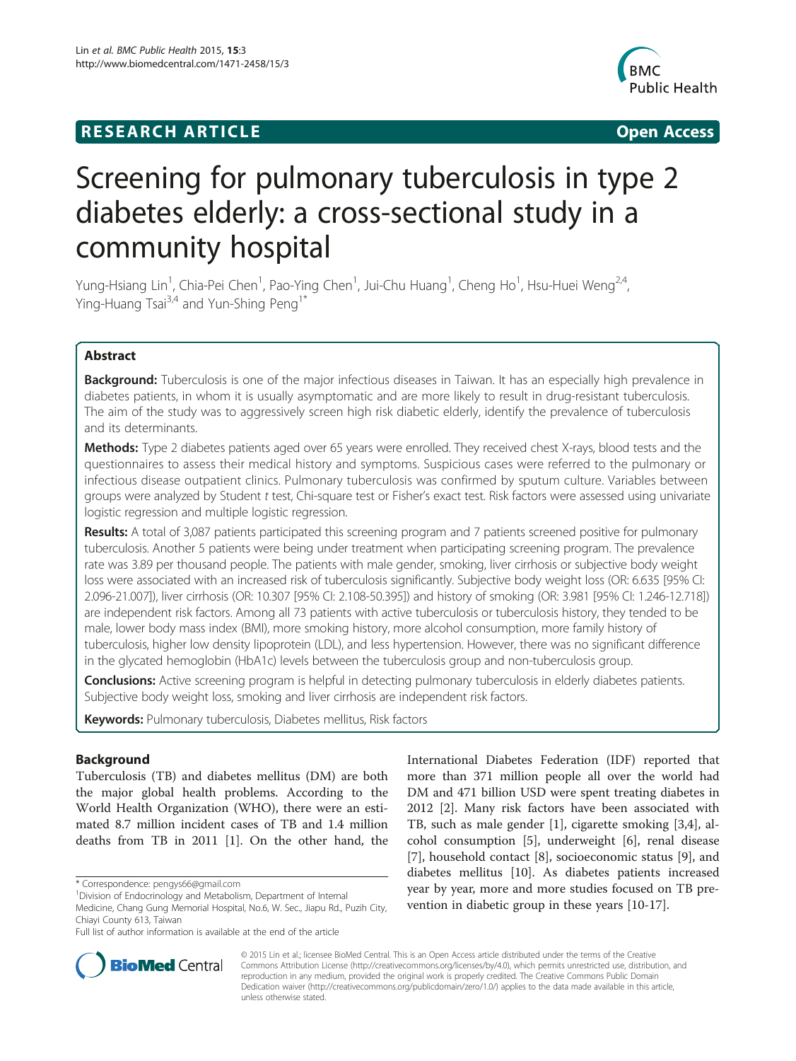**RESEARCH ARTICLE** **Open Access**

# Screening for pulmonary tuberculosis in type 2 diabetes elderly: a cross-sectional study in a community hospital

Yung-Hsiang Lin[1], Chia-Pei Chen[1], Pao-Ying Chen[1], Jui-Chu Huang[1], Cheng Ho[1], Hsu-Huei Weng[2,4], Ying-Huang Tsai[3,4] and Yun-Shing Peng[1*]

## Abstract

**Background:** Tuberculosis is one of the major infectious diseases in Taiwan. It has an especially high prevalence in diabetes patients, in whom it is usually asymptomatic and are more likely to result in drug-resistant tuberculosis. The aim of the study was to aggressively screen high risk diabetic elderly, identify the prevalence of tuberculosis and its determinants.

**Methods:** Type 2 diabetes patients aged over 65 years were enrolled. They received chest X-rays, blood tests and the questionnaires to assess their medical history and symptoms. Suspicious cases were referred to the pulmonary or infectious disease outpatient clinics. Pulmonary tuberculosis was confirmed by sputum culture. Variables between groups were analyzed by Student *t* test, Chi-square test or Fisher's exact test. Risk factors were assessed using univariate logistic regression and multiple logistic regression.

**Results:** A total of 3,087 patients participated this screening program and 7 patients screened positive for pulmonary tuberculosis. Another 5 patients were being under treatment when participating screening program. The prevalence rate was 3.89 per thousand people. The patients with male gender, smoking, liver cirrhosis or subjective body weight loss were associated with an increased risk of tuberculosis significantly. Subjective body weight loss (OR: 6.635 [95% CI: 2.096-21.007]), liver cirrhosis (OR: 10.307 [95% CI: 2.108-50.395]) and history of smoking (OR: 3.981 [95% CI: 1.246-12.718]) are independent risk factors. Among all 73 patients with active tuberculosis or tuberculosis history, they tended to be male, lower body mass index (BMI), more smoking history, more alcohol consumption, more family history of tuberculosis, higher low density lipoprotein (LDL), and less hypertension. However, there was no significant difference in the glycated hemoglobin (HbA1c) levels between the tuberculosis group and non-tuberculosis group.

**Conclusions:** Active screening program is helpful in detecting pulmonary tuberculosis in elderly diabetes patients. Subjective body weight loss, smoking and liver cirrhosis are independent risk factors.

**Keywords:** Pulmonary tuberculosis, Diabetes mellitus, Risk factors

## Background

Tuberculosis (TB) and diabetes mellitus (DM) are both the major global health problems. According to the World Health Organization (WHO), there were an estimated 8.7 million incident cases of TB and 1.4 million deaths from TB in 2011 [1]. On the other hand, the International Diabetes Federation (IDF) reported that more than 371 million people all over the world had DM and 471 billion USD were spent treating diabetes in 2012 [2]. Many risk factors have been associated with TB, such as male gender [1], cigarette smoking [3,4], alcohol consumption [5], underweight [6], renal disease [7], household contact [8], socioeconomic status [9], and diabetes mellitus [10]. As diabetes patients increased year by year, more and more studies focused on TB prevention in diabetic group in these years [10-17].

\* Correspondence: pengys66@gmail.com
[1]Division of Endocrinology and Metabolism, Department of Internal Medicine, Chang Gung Memorial Hospital, No.6, W. Sec., Jiapu Rd., Puzih City, Chiayi County 613, Taiwan
Full list of author information is available at the end of the article

© 2015 Lin et al.; licensee BioMed Central. This is an Open Access article distributed under the terms of the Creative Commons Attribution License (http://creativecommons.org/licenses/by/4.0), which permits unrestricted use, distribution, and reproduction in any medium, provided the original work is properly credited. The Creative Commons Public Domain Dedication waiver (http://creativecommons.org/publicdomain/zero/1.0/) applies to the data made available in this article, unless otherwise stated.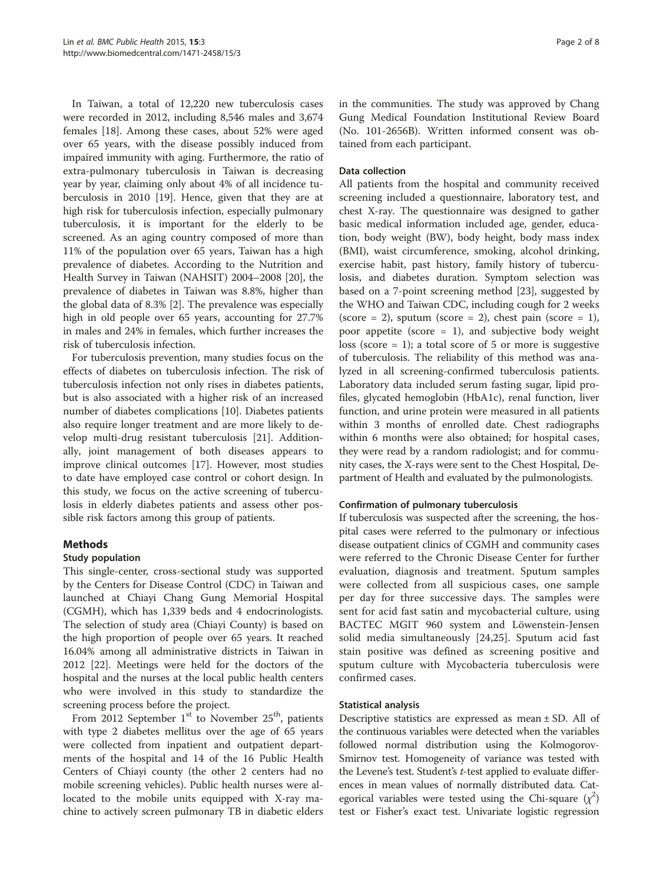In Taiwan, a total of 12,220 new tuberculosis cases were recorded in 2012, including 8,546 males and 3,674 females [18]. Among these cases, about 52% were aged over 65 years, with the disease possibly induced from impaired immunity with aging. Furthermore, the ratio of extra-pulmonary tuberculosis in Taiwan is decreasing year by year, claiming only about 4% of all incidence tuberculosis in 2010 [19]. Hence, given that they are at high risk for tuberculosis infection, especially pulmonary tuberculosis, it is important for the elderly to be screened. As an aging country composed of more than 11% of the population over 65 years, Taiwan has a high prevalence of diabetes. According to the Nutrition and Health Survey in Taiwan (NAHSIT) 2004–2008 [20], the prevalence of diabetes in Taiwan was 8.8%, higher than the global data of 8.3% [2]. The prevalence was especially high in old people over 65 years, accounting for 27.7% in males and 24% in females, which further increases the risk of tuberculosis infection.

For tuberculosis prevention, many studies focus on the effects of diabetes on tuberculosis infection. The risk of tuberculosis infection not only rises in diabetes patients, but is also associated with a higher risk of an increased number of diabetes complications [10]. Diabetes patients also require longer treatment and are more likely to develop multi-drug resistant tuberculosis [21]. Additionally, joint management of both diseases appears to improve clinical outcomes [17]. However, most studies to date have employed case control or cohort design. In this study, we focus on the active screening of tuberculosis in elderly diabetes patients and assess other possible risk factors among this group of patients.

## Methods

### Study population

This single-center, cross-sectional study was supported by the Centers for Disease Control (CDC) in Taiwan and launched at Chiayi Chang Gung Memorial Hospital (CGMH), which has 1,339 beds and 4 endocrinologists. The selection of study area (Chiayi County) is based on the high proportion of people over 65 years. It reached 16.04% among all administrative districts in Taiwan in 2012 [22]. Meetings were held for the doctors of the hospital and the nurses at the local public health centers who were involved in this study to standardize the screening process before the project.

From 2012 September 1st to November 25th, patients with type 2 diabetes mellitus over the age of 65 years were collected from inpatient and outpatient departments of the hospital and 14 of the 16 Public Health Centers of Chiayi county (the other 2 centers had no mobile screening vehicles). Public health nurses were allocated to the mobile units equipped with X-ray machine to actively screen pulmonary TB in diabetic elders in the communities. The study was approved by Chang Gung Medical Foundation Institutional Review Board (No. 101-2656B). Written informed consent was obtained from each participant.

### Data collection

All patients from the hospital and community received screening included a questionnaire, laboratory test, and chest X-ray. The questionnaire was designed to gather basic medical information included age, gender, education, body weight (BW), body height, body mass index (BMI), waist circumference, smoking, alcohol drinking, exercise habit, past history, family history of tuberculosis, and diabetes duration. Symptom selection was based on a 7-point screening method [23], suggested by the WHO and Taiwan CDC, including cough for 2 weeks (score = 2), sputum (score = 2), chest pain (score = 1), poor appetite (score = 1), and subjective body weight loss (score = 1); a total score of 5 or more is suggestive of tuberculosis. The reliability of this method was analyzed in all screening-confirmed tuberculosis patients. Laboratory data included serum fasting sugar, lipid profiles, glycated hemoglobin (HbA1c), renal function, liver function, and urine protein were measured in all patients within 3 months of enrolled date. Chest radiographs within 6 months were also obtained; for hospital cases, they were read by a random radiologist; and for community cases, the X-rays were sent to the Chest Hospital, Department of Health and evaluated by the pulmonologists.

### Confirmation of pulmonary tuberculosis

If tuberculosis was suspected after the screening, the hospital cases were referred to the pulmonary or infectious disease outpatient clinics of CGMH and community cases were referred to the Chronic Disease Center for further evaluation, diagnosis and treatment. Sputum samples were collected from all suspicious cases, one sample per day for three successive days. The samples were sent for acid fast satin and mycobacterial culture, using BACTEC MGIT 960 system and Löwenstein-Jensen solid media simultaneously [24,25]. Sputum acid fast stain positive was defined as screening positive and sputum culture with Mycobacteria tuberculosis were confirmed cases.

### Statistical analysis

Descriptive statistics are expressed as mean ± SD. All of the continuous variables were detected when the variables followed normal distribution using the Kolmogorov-Smirnov test. Homogeneity of variance was tested with the Levene's test. Student's *t*-test applied to evaluate differences in mean values of normally distributed data. Categorical variables were tested using the Chi-square ($\chi^2$) test or Fisher's exact test. Univariate logistic regression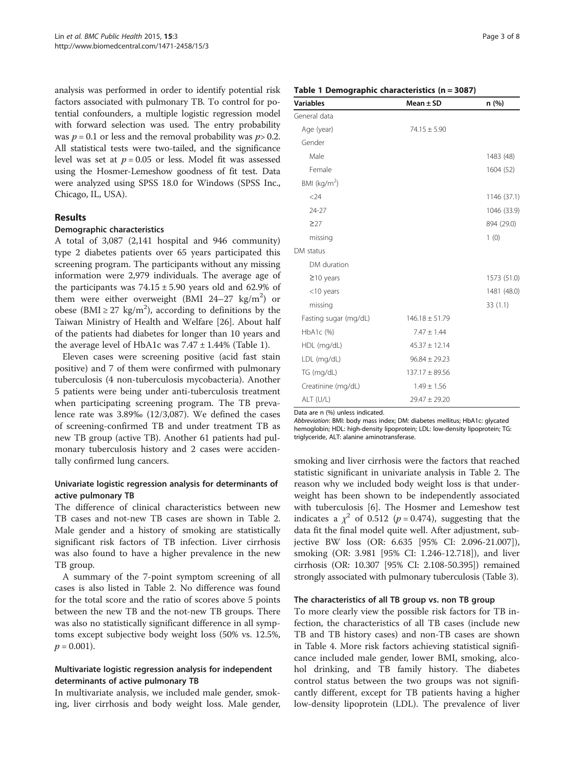analysis was performed in order to identify potential risk factors associated with pulmonary TB. To control for potential confounders, a multiple logistic regression model with forward selection was used. The entry probability was $p = 0.1$ or less and the removal probability was $p > 0.2$. All statistical tests were two-tailed, and the significance level was set at $p = 0.05$ or less. Model fit was assessed using the Hosmer-Lemeshow goodness of fit test. Data were analyzed using SPSS 18.0 for Windows (SPSS Inc., Chicago, IL, USA).

## Results

### Demographic characteristics

A total of 3,087 (2,141 hospital and 946 community) type 2 diabetes patients over 65 years participated this screening program. The participants without any missing information were 2,979 individuals. The average age of the participants was 74.15 ± 5.90 years old and 62.9% of them were either overweight (BMI 24–27 kg/m$^2$) or obese (BMI ≥ 27 kg/m$^2$), according to definitions by the Taiwan Ministry of Health and Welfare [26]. About half of the patients had diabetes for longer than 10 years and the average level of HbA1c was 7.47 ± 1.44% (Table 1).

Eleven cases were screening positive (acid fast stain positive) and 7 of them were confirmed with pulmonary tuberculosis (4 non-tuberculosis mycobacteria). Another 5 patients were being under anti-tuberculosis treatment when participating screening program. The TB prevalence rate was 3.89‰ (12/3,087). We defined the cases of screening-confirmed TB and under treatment TB as new TB group (active TB). Another 61 patients had pulmonary tuberculosis history and 2 cases were accidentally confirmed lung cancers.

**Table 1 Demographic characteristics (n = 3087)**

| Variables | Mean ± SD | n (%) |
|---|---|---|
| General data | | |
| Age (year) | 74.15 ± 5.90 | |
| Gender | | |
| Male | | 1483 (48) |
| Female | | 1604 (52) |
| BMI (kg/m$^2$) | | |
| <24 | | 1146 (37.1) |
| 24-27 | | 1046 (33.9) |
| ≥27 | | 894 (29.0) |
| missing | | 1 (0) |
| DM status | | |
| DM duration | | |
| ≥10 years | | 1573 (51.0) |
| <10 years | | 1481 (48.0) |
| missing | | 33 (1.1) |
| Fasting sugar (mg/dL) | 146.18 ± 51.79 | |
| HbA1c (%) | 7.47 ± 1.44 | |
| HDL (mg/dL) | 45.37 ± 12.14 | |
| LDL (mg/dL) | 96.84 ± 29.23 | |
| TG (mg/dL) | 137.17 ± 89.56 | |
| Creatinine (mg/dL) | 1.49 ± 1.56 | |
| ALT (U/L) | 29.47 ± 29.20 | |

Data are n (%) unless indicated.

*Abbreviation*: BMI: body mass index; DM: diabetes mellitus; HbA1c: glycated hemoglobin; HDL: high-density lipoprotein; LDL: low-density lipoprotein; TG: triglyceride, ALT: alanine aminotransferase.

### Univariate logistic regression analysis for determinants of active pulmonary TB

The difference of clinical characteristics between new TB cases and not-new TB cases are shown in Table 2. Male gender and a history of smoking are statistically significant risk factors of TB infection. Liver cirrhosis was also found to have a higher prevalence in the new TB group.

A summary of the 7-point symptom screening of all cases is also listed in Table 2. No difference was found for the total score and the ratio of scores above 5 points between the new TB and the not-new TB groups. There was also no statistically significant difference in all symptoms except subjective body weight loss (50% vs. 12.5%, $p = 0.001$).

### Multivariate logistic regression analysis for independent determinants of active pulmonary TB

In multivariate analysis, we included male gender, smoking, liver cirrhosis and body weight loss. Male gender, smoking and liver cirrhosis were the factors that reached statistic significant in univariate analysis in Table 2. The reason why we included body weight loss is that underweight has been shown to be independently associated with tuberculosis [6]. The Hosmer and Lemeshow test indicates a $\chi^2$ of 0.512 ($p = 0.474$), suggesting that the data fit the final model quite well. After adjustment, subjective BW loss (OR: 6.635 [95% CI: 2.096-21.007]), smoking (OR: 3.981 [95% CI: 1.246-12.718]), and liver cirrhosis (OR: 10.307 [95% CI: 2.108-50.395]) remained strongly associated with pulmonary tuberculosis (Table 3).

### The characteristics of all TB group vs. non TB group

To more clearly view the possible risk factors for TB infection, the characteristics of all TB cases (include new TB and TB history cases) and non-TB cases are shown in Table 4. More risk factors achieving statistical significance included male gender, lower BMI, smoking, alcohol drinking, and TB family history. The diabetes control status between the two groups was not significantly different, except for TB patients having a higher low-density lipoprotein (LDL). The prevalence of liver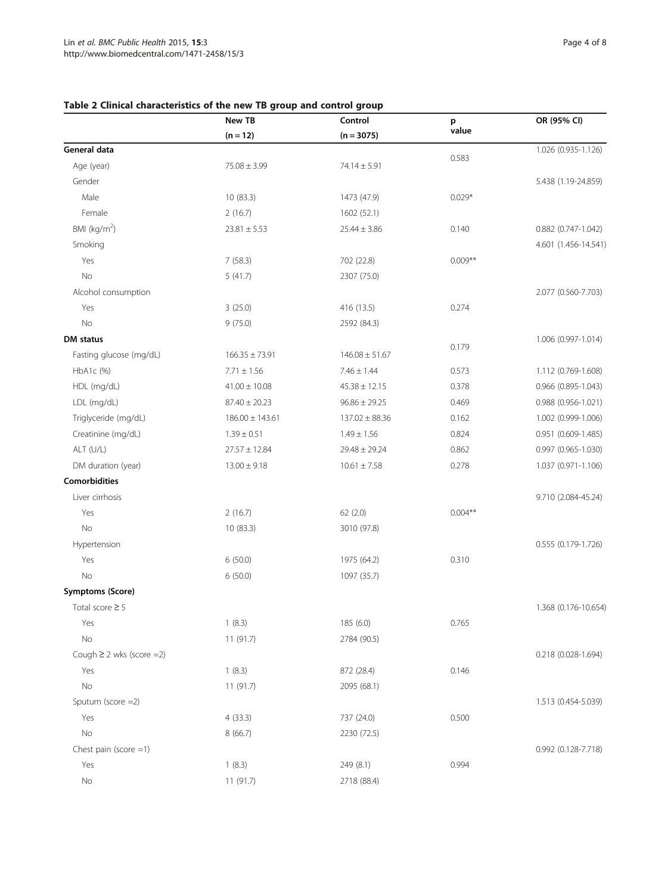**Table 2 Clinical characteristics of the new TB group and control group**

| | New TB (n = 12) | Control (n = 3075) | p value | OR (95% CI) |
|---|---|---|---|---|
| **General data** | | | | 1.026 (0.935-1.126) |
| Age (year) | 75.08 ± 3.99 | 74.14 ± 5.91 | 0.583 | |
| Gender | | | | 5.438 (1.19-24.859) |
| Male | 10 (83.3) | 1473 (47.9) | 0.029* | |
| Female | 2 (16.7) | 1602 (52.1) | | |
| BMI (kg/m$^2$) | 23.81 ± 5.53 | 25.44 ± 3.86 | 0.140 | 0.882 (0.747-1.042) |
| Smoking | | | | 4.601 (1.456-14.541) |
| Yes | 7 (58.3) | 702 (22.8) | 0.009** | |
| No | 5 (41.7) | 2307 (75.0) | | |
| Alcohol consumption | | | | 2.077 (0.560-7.703) |
| Yes | 3 (25.0) | 416 (13.5) | 0.274 | |
| No | 9 (75.0) | 2592 (84.3) | | |
| **DM status** | | | | 1.006 (0.997-1.014) |
| Fasting glucose (mg/dL) | 166.35 ± 73.91 | 146.08 ± 51.67 | 0.179 | |
| HbA1c (%) | 7.71 ± 1.56 | 7.46 ± 1.44 | 0.573 | 1.112 (0.769-1.608) |
| HDL (mg/dL) | 41.00 ± 10.08 | 45.38 ± 12.15 | 0.378 | 0.966 (0.895-1.043) |
| LDL (mg/dL) | 87.40 ± 20.23 | 96.86 ± 29.25 | 0.469 | 0.988 (0.956-1.021) |
| Triglyceride (mg/dL) | 186.00 ± 143.61 | 137.02 ± 88.36 | 0.162 | 1.002 (0.999-1.006) |
| Creatinine (mg/dL) | 1.39 ± 0.51 | 1.49 ± 1.56 | 0.824 | 0.951 (0.609-1.485) |
| ALT (U/L) | 27.57 ± 12.84 | 29.48 ± 29.24 | 0.862 | 0.997 (0.965-1.030) |
| DM duration (year) | 13.00 ± 9.18 | 10.61 ± 7.58 | 0.278 | 1.037 (0.971-1.106) |
| **Comorbidities** | | | | |
| Liver cirrhosis | | | | 9.710 (2.084-45.24) |
| Yes | 2 (16.7) | 62 (2.0) | 0.004** | |
| No | 10 (83.3) | 3010 (97.8) | | |
| Hypertension | | | | 0.555 (0.179-1.726) |
| Yes | 6 (50.0) | 1975 (64.2) | 0.310 | |
| No | 6 (50.0) | 1097 (35.7) | | |
| **Symptoms (Score)** | | | | |
| Total score ≥ 5 | | | | 1.368 (0.176-10.654) |
| Yes | 1 (8.3) | 185 (6.0) | 0.765 | |
| No | 11 (91.7) | 2784 (90.5) | | |
| Cough ≥ 2 wks (score =2) | | | | 0.218 (0.028-1.694) |
| Yes | 1 (8.3) | 872 (28.4) | 0.146 | |
| No | 11 (91.7) | 2095 (68.1) | | |
| Sputum (score =2) | | | | 1.513 (0.454-5.039) |
| Yes | 4 (33.3) | 737 (24.0) | 0.500 | |
| No | 8 (66.7) | 2230 (72.5) | | |
| Chest pain (score =1) | | | | 0.992 (0.128-7.718) |
| Yes | 1 (8.3) | 249 (8.1) | 0.994 | |
| No | 11 (91.7) | 2718 (88.4) | | |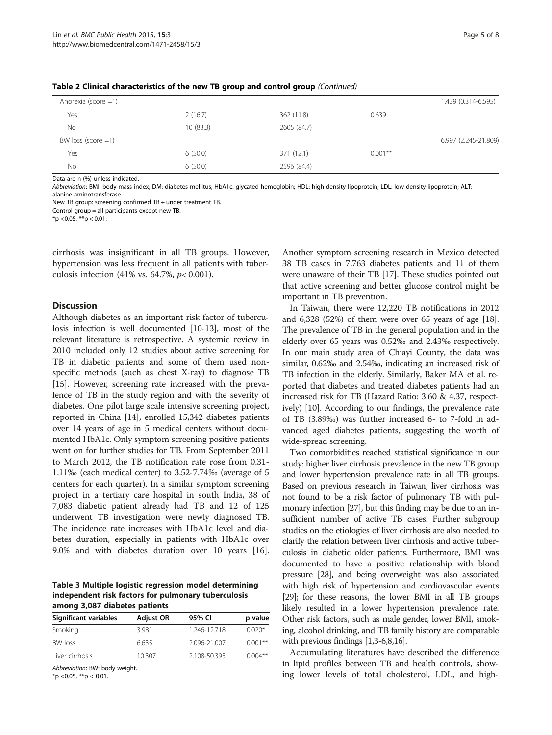**Table 2 Clinical characteristics of the new TB group and control group** *(Continued)*

| | | | | |
|---|---|---|---|---|
| Anorexia (score =1) | | | | 1.439 (0.314-6.595) |
| Yes | 2 (16.7) | 362 (11.8) | 0.639 | |
| No | 10 (83.3) | 2605 (84.7) | | |
| BW loss (score =1) | | | | 6.997 (2.245-21.809) |
| Yes | 6 (50.0) | 371 (12.1) | 0.001** | |
| No | 6 (50.0) | 2596 (84.4) | | |

Data are n (%) unless indicated.
*Abbreviation*: BMI: body mass index; DM: diabetes mellitus; HbA1c: glycated hemoglobin; HDL: high-density lipoprotein; LDL: low-density lipoprotein; ALT: alanine aminotransferase.
New TB group: screening confirmed TB + under treatment TB.
Control group = all participants except new TB.
*p <0.05, **p < 0.01.

cirrhosis was insignificant in all TB groups. However, hypertension was less frequent in all patients with tuberculosis infection (41% vs. 64.7%, $p < 0.001$).

## Discussion

Although diabetes as an important risk factor of tuberculosis infection is well documented [10-13], most of the relevant literature is retrospective. A systemic review in 2010 included only 12 studies about active screening for TB in diabetic patients and some of them used non-specific methods (such as chest X-ray) to diagnose TB [15]. However, screening rate increased with the prevalence of TB in the study region and with the severity of diabetes. One pilot large scale intensive screening project, reported in China [14], enrolled 15,342 diabetes patients over 14 years of age in 5 medical centers without documented HbA1c. Only symptom screening positive patients went on for further studies for TB. From September 2011 to March 2012, the TB notification rate rose from 0.31-1.11‰ (each medical center) to 3.52-7.74‰ (average of 5 centers for each quarter). In a similar symptom screening project in a tertiary care hospital in south India, 38 of 7,083 diabetic patient already had TB and 12 of 125 underwent TB investigation were newly diagnosed TB. The incidence rate increases with HbA1c level and diabetes duration, especially in patients with HbA1c over 9.0% and with diabetes duration over 10 years [16].

**Table 3 Multiple logistic regression model determining independent risk factors for pulmonary tuberculosis among 3,087 diabetes patients**

| Significant variables | Adjust OR | 95% CI | p value |
|---|---|---|---|
| Smoking | 3.981 | 1.246-12.718 | 0.020* |
| BW loss | 6.635 | 2.096-21.007 | 0.001** |
| Liver cirrhosis | 10.307 | 2.108-50.395 | 0.004** |

*Abbreviation*: BW: body weight.
*p <0.05, **p < 0.01.

Another symptom screening research in Mexico detected 38 TB cases in 7,763 diabetes patients and 11 of them were unaware of their TB [17]. These studies pointed out that active screening and better glucose control might be important in TB prevention.

In Taiwan, there were 12,220 TB notifications in 2012 and 6,328 (52%) of them were over 65 years of age [18]. The prevalence of TB in the general population and in the elderly over 65 years was 0.52‰ and 2.43‰ respectively. In our main study area of Chiayi County, the data was similar, 0.62‰ and 2.54‰, indicating an increased risk of TB infection in the elderly. Similarly, Baker MA et al. reported that diabetes and treated diabetes patients had an increased risk for TB (Hazard Ratio: 3.60 & 4.37, respectively) [10]. According to our findings, the prevalence rate of TB (3.89‰) was further increased 6- to 7-fold in advanced aged diabetes patients, suggesting the worth of wide-spread screening.

Two comorbidities reached statistical significance in our study: higher liver cirrhosis prevalence in the new TB group and lower hypertension prevalence rate in all TB groups. Based on previous research in Taiwan, liver cirrhosis was not found to be a risk factor of pulmonary TB with pulmonary infection [27], but this finding may be due to an insufficient number of active TB cases. Further subgroup studies on the etiologies of liver cirrhosis are also needed to clarify the relation between liver cirrhosis and active tuberculosis in diabetic older patients. Furthermore, BMI was documented to have a positive relationship with blood pressure [28], and being overweight was also associated with high risk of hypertension and cardiovascular events [29]; for these reasons, the lower BMI in all TB groups likely resulted in a lower hypertension prevalence rate. Other risk factors, such as male gender, lower BMI, smoking, alcohol drinking, and TB family history are comparable with previous findings [1,3-6,8,16].

Accumulating literatures have described the difference in lipid profiles between TB and health controls, showing lower levels of total cholesterol, LDL, and high-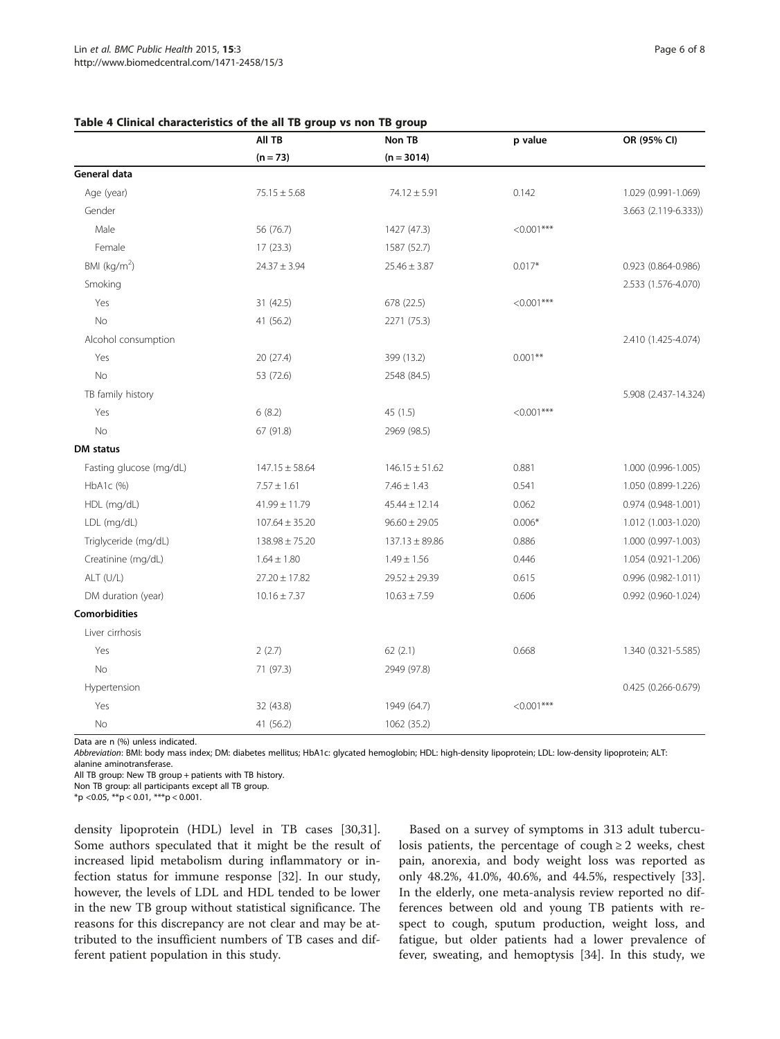**Table 4 Clinical characteristics of the all TB group vs non TB group**

| | All TB (n = 73) | Non TB (n = 3014) | p value | OR (95% CI) |
|---|---|---|---|---|
| **General data** | | | | |
| Age (year) | 75.15 ± 5.68 | 74.12 ± 5.91 | 0.142 | 1.029 (0.991-1.069) |
| Gender | | | | 3.663 (2.119-6.333)) |
| Male | 56 (76.7) | 1427 (47.3) | <0.001*** | |
| Female | 17 (23.3) | 1587 (52.7) | | |
| BMI (kg/m$^2$) | 24.37 ± 3.94 | 25.46 ± 3.87 | 0.017* | 0.923 (0.864-0.986) |
| Smoking | | | | 2.533 (1.576-4.070) |
| Yes | 31 (42.5) | 678 (22.5) | <0.001*** | |
| No | 41 (56.2) | 2271 (75.3) | | |
| Alcohol consumption | | | | 2.410 (1.425-4.074) |
| Yes | 20 (27.4) | 399 (13.2) | 0.001** | |
| No | 53 (72.6) | 2548 (84.5) | | |
| TB family history | | | | 5.908 (2.437-14.324) |
| Yes | 6 (8.2) | 45 (1.5) | <0.001*** | |
| No | 67 (91.8) | 2969 (98.5) | | |
| **DM status** | | | | |
| Fasting glucose (mg/dL) | 147.15 ± 58.64 | 146.15 ± 51.62 | 0.881 | 1.000 (0.996-1.005) |
| HbA1c (%) | 7.57 ± 1.61 | 7.46 ± 1.43 | 0.541 | 1.050 (0.899-1.226) |
| HDL (mg/dL) | 41.99 ± 11.79 | 45.44 ± 12.14 | 0.062 | 0.974 (0.948-1.001) |
| LDL (mg/dL) | 107.64 ± 35.20 | 96.60 ± 29.05 | 0.006* | 1.012 (1.003-1.020) |
| Triglyceride (mg/dL) | 138.98 ± 75.20 | 137.13 ± 89.86 | 0.886 | 1.000 (0.997-1.003) |
| Creatinine (mg/dL) | 1.64 ± 1.80 | 1.49 ± 1.56 | 0.446 | 1.054 (0.921-1.206) |
| ALT (U/L) | 27.20 ± 17.82 | 29.52 ± 29.39 | 0.615 | 0.996 (0.982-1.011) |
| DM duration (year) | 10.16 ± 7.37 | 10.63 ± 7.59 | 0.606 | 0.992 (0.960-1.024) |
| **Comorbidities** | | | | |
| Liver cirrhosis | | | | |
| Yes | 2 (2.7) | 62 (2.1) | 0.668 | 1.340 (0.321-5.585) |
| No | 71 (97.3) | 2949 (97.8) | | |
| Hypertension | | | | 0.425 (0.266-0.679) |
| Yes | 32 (43.8) | 1949 (64.7) | <0.001*** | |
| No | 41 (56.2) | 1062 (35.2) | | |

Data are n (%) unless indicated.

*Abbreviation*: BMI: body mass index; DM: diabetes mellitus; HbA1c: glycated hemoglobin; HDL: high-density lipoprotein; LDL: low-density lipoprotein; ALT: alanine aminotransferase.

All TB group: New TB group + patients with TB history.

Non TB group: all participants except all TB group.

*p <0.05, **p < 0.01, ***p < 0.001.

density lipoprotein (HDL) level in TB cases [30,31]. Some authors speculated that it might be the result of increased lipid metabolism during inflammatory or infection status for immune response [32]. In our study, however, the levels of LDL and HDL tended to be lower in the new TB group without statistical significance. The reasons for this discrepancy are not clear and may be attributed to the insufficient numbers of TB cases and different patient population in this study.

Based on a survey of symptoms in 313 adult tuberculosis patients, the percentage of cough ≥ 2 weeks, chest pain, anorexia, and body weight loss was reported as only 48.2%, 41.0%, 40.6%, and 44.5%, respectively [33]. In the elderly, one meta-analysis review reported no differences between old and young TB patients with respect to cough, sputum production, weight loss, and fatigue, but older patients had a lower prevalence of fever, sweating, and hemoptysis [34]. In this study, we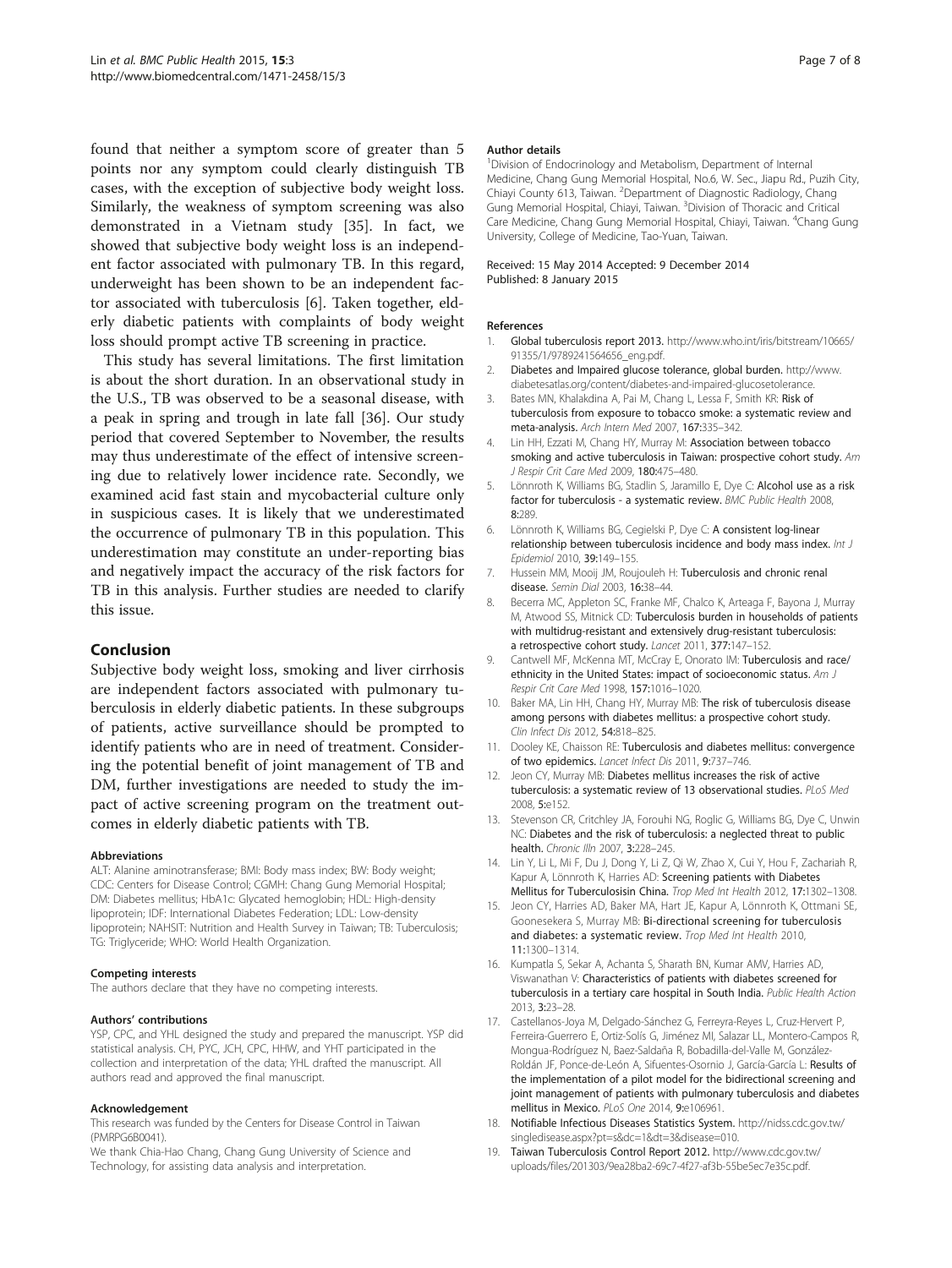found that neither a symptom score of greater than 5 points nor any symptom could clearly distinguish TB cases, with the exception of subjective body weight loss. Similarly, the weakness of symptom screening was also demonstrated in a Vietnam study [35]. In fact, we showed that subjective body weight loss is an independent factor associated with pulmonary TB. In this regard, underweight has been shown to be an independent factor associated with tuberculosis [6]. Taken together, elderly diabetic patients with complaints of body weight loss should prompt active TB screening in practice.

This study has several limitations. The first limitation is about the short duration. In an observational study in the U.S., TB was observed to be a seasonal disease, with a peak in spring and trough in late fall [36]. Our study period that covered September to November, the results may thus underestimate of the effect of intensive screening due to relatively lower incidence rate. Secondly, we examined acid fast stain and mycobacterial culture only in suspicious cases. It is likely that we underestimated the occurrence of pulmonary TB in this population. This underestimation may constitute an under-reporting bias and negatively impact the accuracy of the risk factors for TB in this analysis. Further studies are needed to clarify this issue.

## Conclusion

Subjective body weight loss, smoking and liver cirrhosis are independent factors associated with pulmonary tuberculosis in elderly diabetic patients. In these subgroups of patients, active surveillance should be prompted to identify patients who are in need of treatment. Considering the potential benefit of joint management of TB and DM, further investigations are needed to study the impact of active screening program on the treatment outcomes in elderly diabetic patients with TB.

#### Abbreviations

ALT: Alanine aminotransferase; BMI: Body mass index; BW: Body weight; CDC: Centers for Disease Control; CGMH: Chang Gung Memorial Hospital; DM: Diabetes mellitus; HbA1c: Glycated hemoglobin; HDL: High-density lipoprotein; IDF: International Diabetes Federation; LDL: Low-density lipoprotein; NAHSIT: Nutrition and Health Survey in Taiwan; TB: Tuberculosis; TG: Triglyceride; WHO: World Health Organization.

#### Competing interests

The authors declare that they have no competing interests.

#### Authors' contributions

YSP, CPC, and YHL designed the study and prepared the manuscript. YSP did statistical analysis. CH, PYC, JCH, CPC, HHW, and YHT participated in the collection and interpretation of the data; YHL drafted the manuscript. All authors read and approved the final manuscript.

#### Acknowledgement

This research was funded by the Centers for Disease Control in Taiwan (PMRPG6B0041).

We thank Chia-Hao Chang, Chang Gung University of Science and Technology, for assisting data analysis and interpretation.

#### Author details

[1]Division of Endocrinology and Metabolism, Department of Internal Medicine, Chang Gung Memorial Hospital, No.6, W. Sec., Jiapu Rd., Puzih City, Chiayi County 613, Taiwan. [2]Department of Diagnostic Radiology, Chang Gung Memorial Hospital, Chiayi, Taiwan. [3]Division of Thoracic and Critical Care Medicine, Chang Gung Memorial Hospital, Chiayi, Taiwan. [4]Chang Gung University, College of Medicine, Tao-Yuan, Taiwan.

Received: 15 May 2014 Accepted: 9 December 2014
Published: 8 January 2015

#### References

1. **Global tuberculosis report 2013.** http://www.who.int/iris/bitstream/10665/91355/1/9789241564656_eng.pdf.
2. **Diabetes and Impaired glucose tolerance, global burden.** http://www.diabetesatlas.org/content/diabetes-and-impaired-glucosetolerance.
3. Bates MN, Khalakdina A, Pai M, Chang L, Lessa F, Smith KR: **Risk of tuberculosis from exposure to tobacco smoke: a systematic review and meta-analysis.** *Arch Intern Med* 2007, **167:**335–342.
4. Lin HH, Ezzati M, Chang HY, Murray M: **Association between tobacco smoking and active tuberculosis in Taiwan: prospective cohort study.** *Am J Respir Crit Care Med* 2009, **180:**475–480.
5. Lönnroth K, Williams BG, Stadlin S, Jaramillo E, Dye C: **Alcohol use as a risk factor for tuberculosis - a systematic review.** *BMC Public Health* 2008, **8:**289.
6. Lönnroth K, Williams BG, Cegielski P, Dye C: **A consistent log-linear relationship between tuberculosis incidence and body mass index.** *Int J Epidemiol* 2010, **39:**149–155.
7. Hussein MM, Mooij JM, Roujouleh H: **Tuberculosis and chronic renal disease.** *Semin Dial* 2003, **16:**38–44.
8. Becerra MC, Appleton SC, Franke MF, Chalco K, Arteaga F, Bayona J, Murray M, Atwood SS, Mitnick CD: **Tuberculosis burden in households of patients with multidrug-resistant and extensively drug-resistant tuberculosis: a retrospective cohort study.** *Lancet* 2011, **377:**147–152.
9. Cantwell MF, McKenna MT, McCray E, Onorato IM: **Tuberculosis and race/ethnicity in the United States: impact of socioeconomic status.** *Am J Respir Crit Care Med* 1998, **157:**1016–1020.
10. Baker MA, Lin HH, Chang HY, Murray MB: **The risk of tuberculosis disease among persons with diabetes mellitus: a prospective cohort study.** *Clin Infect Dis* 2012, **54:**818–825.
11. Dooley KE, Chaisson RE: **Tuberculosis and diabetes mellitus: convergence of two epidemics.** *Lancet Infect Dis* 2011, **9:**737–746.
12. Jeon CY, Murray MB: **Diabetes mellitus increases the risk of active tuberculosis: a systematic review of 13 observational studies.** *PLoS Med* 2008, **5:**e152.
13. Stevenson CR, Critchley JA, Forouhi NG, Roglic G, Williams BG, Dye C, Unwin NC: **Diabetes and the risk of tuberculosis: a neglected threat to public health.** *Chronic Illn* 2007, **3:**228–245.
14. Lin Y, Li L, Mi F, Du J, Dong Y, Li Z, Qi W, Zhao X, Cui Y, Hou F, Zachariah R, Kapur A, Lönnroth K, Harries AD: **Screening patients with Diabetes Mellitus for Tuberculosisin China.** *Trop Med Int Health* 2012, **17:**1302–1308.
15. Jeon CY, Harries AD, Baker MA, Hart JE, Kapur A, Lönnroth K, Ottmani SE, Goonesekera S, Murray MB: **Bi-directional screening for tuberculosis and diabetes: a systematic review.** *Trop Med Int Health* 2010, **11:**1300–1314.
16. Kumpatla S, Sekar A, Achanta S, Sharath BN, Kumar AMV, Harries AD, Viswanathan V: **Characteristics of patients with diabetes screened for tuberculosis in a tertiary care hospital in South India.** *Public Health Action* 2013, **3:**23–28.
17. Castellanos-Joya M, Delgado-Sánchez G, Ferreyra-Reyes L, Cruz-Hervert P, Ferreira-Guerrero E, Ortiz-Solís G, Jiménez MI, Salazar LL, Montero-Campos R, Mongua-Rodríguez N, Baez-Saldaña R, Bobadilla-del-Valle M, González-Roldán JF, Ponce-de-León A, Sifuentes-Osornio J, García-García L: **Results of the implementation of a pilot model for the bidirectional screening and joint management of patients with pulmonary tuberculosis and diabetes mellitus in Mexico.** *PLoS One* 2014, **9:**e106961.
18. **Notifiable Infectious Diseases Statistics System.** http://nidss.cdc.gov.tw/singledisease.aspx?pt=s&dc=1&dt=3&disease=010.
19. **Taiwan Tuberculosis Control Report 2012.** http://www.cdc.gov.tw/uploads/files/201303/9ea28ba2-69c7-4f27-af3b-55be5ec7e35c.pdf.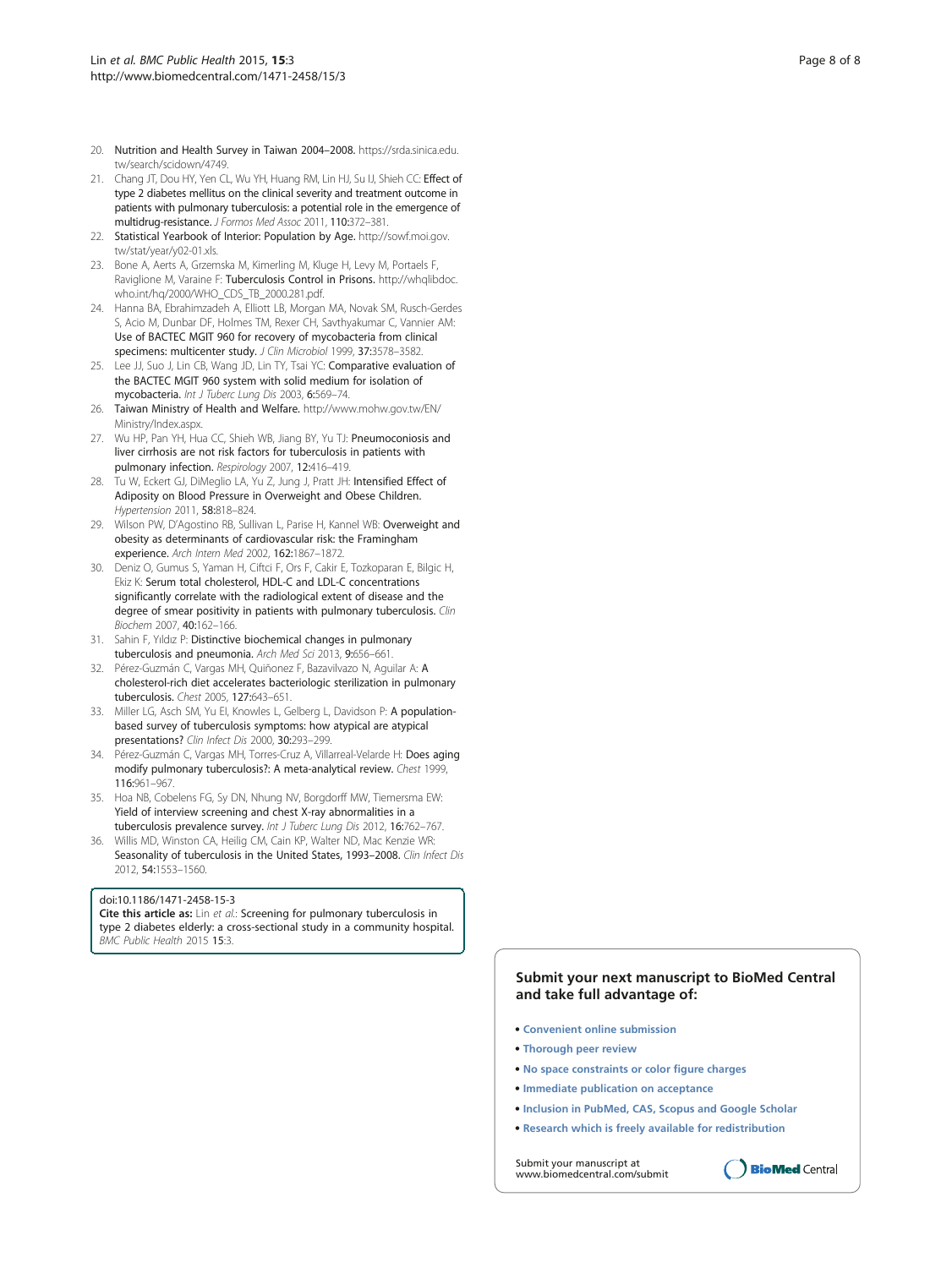20. Nutrition and Health Survey in Taiwan 2004–2008. https://srda.sinica.edu.tw/search/scidown/4749.
21. Chang JT, Dou HY, Yen CL, Wu YH, Huang RM, Lin HJ, Su IJ, Shieh CC: **Effect of type 2 diabetes mellitus on the clinical severity and treatment outcome in patients with pulmonary tuberculosis: a potential role in the emergence of multidrug-resistance.** *J Formos Med Assoc* 2011, **110**:372–381.
22. Statistical Yearbook of Interior: Population by Age. http://sowf.moi.gov.tw/stat/year/y02-01.xls.
23. Bone A, Aerts A, Grzemska M, Kimerling M, Kluge H, Levy M, Portaels F, Raviglione M, Varaine F: **Tuberculosis Control in Prisons.** http://whqlibdoc.who.int/hq/2000/WHO_CDS_TB_2000.281.pdf.
24. Hanna BA, Ebrahimzadeh A, Elliott LB, Morgan MA, Novak SM, Rusch-Gerdes S, Acio M, Dunbar DF, Holmes TM, Rexer CH, Savthyakumar C, Vannier AM: **Use of BACTEC MGIT 960 for recovery of mycobacteria from clinical specimens: multicenter study.** *J Clin Microbiol* 1999, **37**:3578–3582.
25. Lee JJ, Suo J, Lin CB, Wang JD, Lin TY, Tsai YC: **Comparative evaluation of the BACTEC MGIT 960 system with solid medium for isolation of mycobacteria.** *Int J Tuberc Lung Dis* 2003, **6**:569–74.
26. Taiwan Ministry of Health and Welfare. http://www.mohw.gov.tw/EN/Ministry/Index.aspx.
27. Wu HP, Pan YH, Hua CC, Shieh WB, Jiang BY, Yu TJ: **Pneumoconiosis and liver cirrhosis are not risk factors for tuberculosis in patients with pulmonary infection.** *Respirology* 2007, **12**:416–419.
28. Tu W, Eckert GJ, DiMeglio LA, Yu Z, Jung J, Pratt JH: **Intensified Effect of Adiposity on Blood Pressure in Overweight and Obese Children.** *Hypertension* 2011, **58**:818–824.
29. Wilson PW, D'Agostino RB, Sullivan L, Parise H, Kannel WB: **Overweight and obesity as determinants of cardiovascular risk: the Framingham experience.** *Arch Intern Med* 2002, **162**:1867–1872.
30. Deniz O, Gumus S, Yaman H, Ciftci F, Ors F, Cakir E, Tozkoparan E, Bilgic H, Ekiz K: **Serum total cholesterol, HDL-C and LDL-C concentrations significantly correlate with the radiological extent of disease and the degree of smear positivity in patients with pulmonary tuberculosis.** *Clin Biochem* 2007, **40**:162–166.
31. Sahin F, Yıldız P: **Distinctive biochemical changes in pulmonary tuberculosis and pneumonia.** *Arch Med Sci* 2013, **9**:656–661.
32. Pérez-Guzmán C, Vargas MH, Quiñonez F, Bazavilvazo N, Aguilar A: **A cholesterol-rich diet accelerates bacteriologic sterilization in pulmonary tuberculosis.** *Chest* 2005, **127**:643–651.
33. Miller LG, Asch SM, Yu EI, Knowles L, Gelberg L, Davidson P: **A population-based survey of tuberculosis symptoms: how atypical are atypical presentations?** *Clin Infect Dis* 2000, **30**:293–299.
34. Pérez-Guzmán C, Vargas MH, Torres-Cruz A, Villarreal-Velarde H: **Does aging modify pulmonary tuberculosis?: A meta-analytical review.** *Chest* 1999, **116**:961–967.
35. Hoa NB, Cobelens FG, Sy DN, Nhung NV, Borgdorff MW, Tiemersma EW: **Yield of interview screening and chest X-ray abnormalities in a tuberculosis prevalence survey.** *Int J Tuberc Lung Dis* 2012, **16**:762–767.
36. Willis MD, Winston CA, Heilig CM, Cain KP, Walter ND, Mac Kenzie WR: **Seasonality of tuberculosis in the United States, 1993–2008.** *Clin Infect Dis* 2012, **54**:1553–1560.

doi:10.1186/1471-2458-15-3

**Cite this article as:** Lin *et al.*: Screening for pulmonary tuberculosis in type 2 diabetes elderly: a cross-sectional study in a community hospital. *BMC Public Health* 2015 **15**:3.

**Submit your next manuscript to BioMed Central and take full advantage of:**

- **Convenient online submission**
- **Thorough peer review**
- **No space constraints or color figure charges**
- **Immediate publication on acceptance**
- **Inclusion in PubMed, CAS, Scopus and Google Scholar**
- **Research which is freely available for redistribution**

Submit your manuscript at
www.biomedcentral.com/submit

BioMed Central